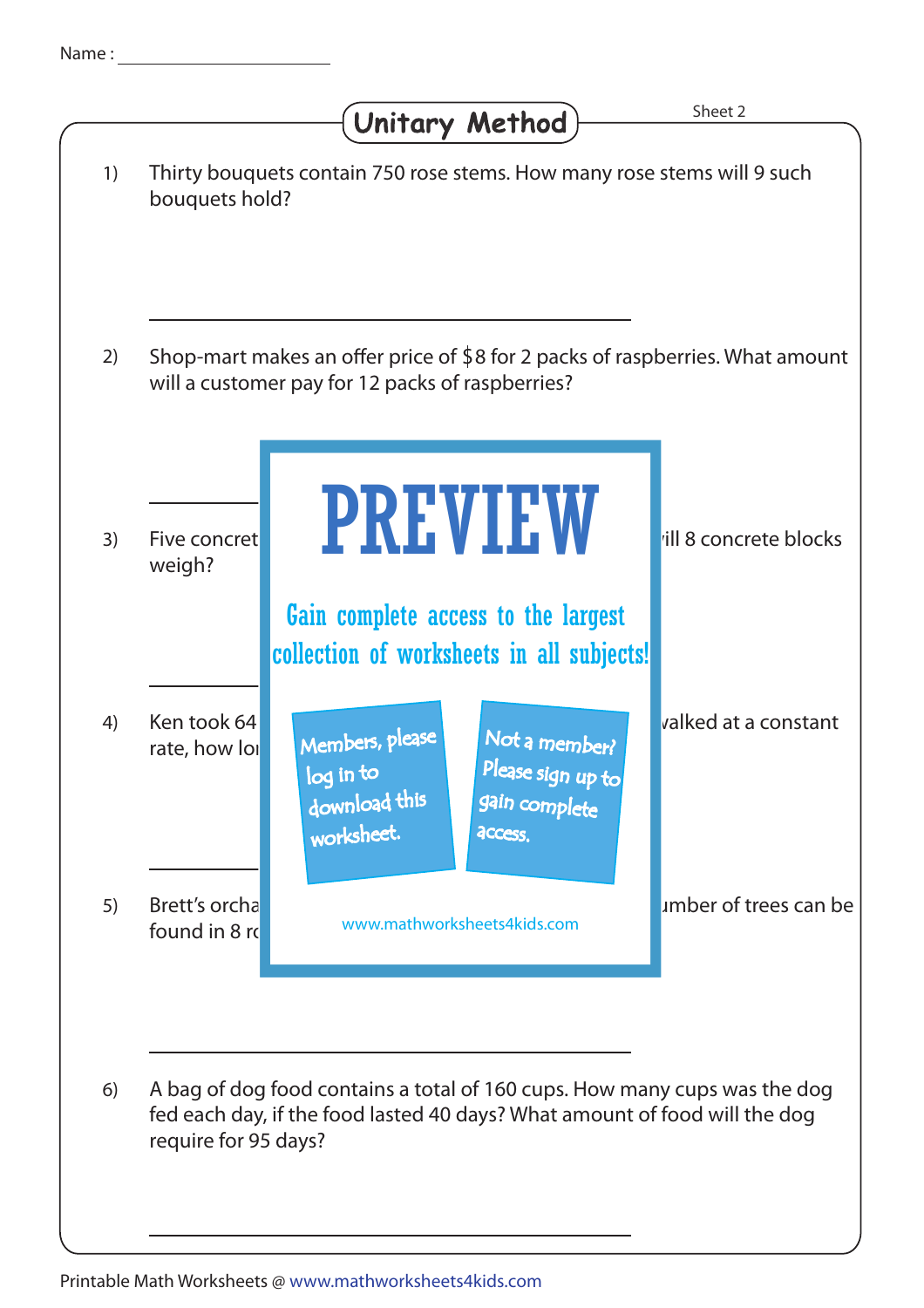Name : ____________________

# Unitary Method

Sheet 2

1) Thirty bouquets contain 750 rose stems. How many rose stems will 9 such bouquets hold?

______________________________

2) Shop-mart makes an offer price of $8 for 2 packs of raspberries. What amount will a customer pay for 12 packs of raspberries?

______________________________

3) Five concret ... ill 8 concrete blocks weigh?

______________________________

4) Ken took 64 ... valked at a constant rate, how lo

______________________________

5) Brett's orcha ... umber of trees can be found in 8 r

PREVIEW

Gain complete access to the largest collection of worksheets in all subjects!

Members, please log in to download this worksheet.

Not a member? Please sign up to gain complete access.

www.mathworksheets4kids.com

______________________________

6) A bag of dog food contains a total of 160 cups. How many cups was the dog fed each day, if the food lasted 40 days? What amount of food will the dog require for 95 days?

______________________________

Printable Math Worksheets @ www.mathworksheets4kids.com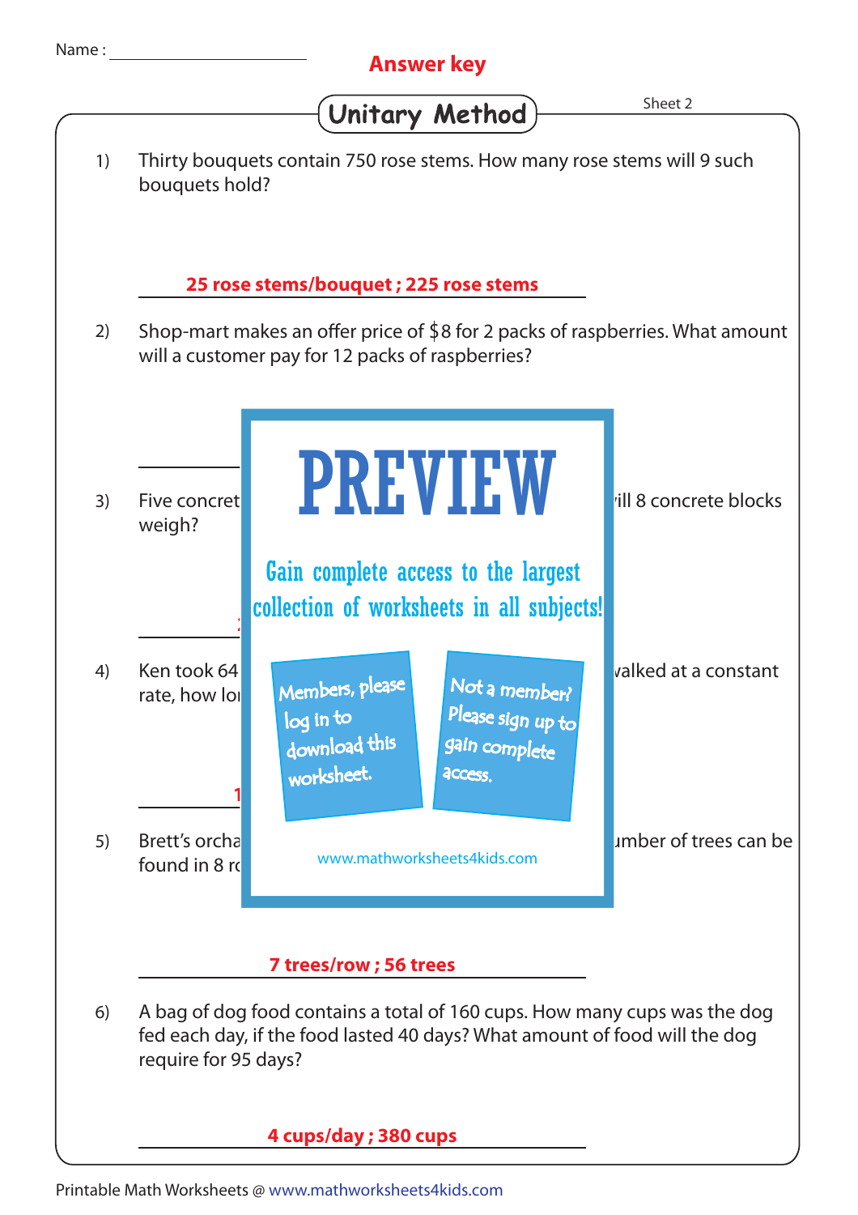Name :

**Answer key**

# Unitary Method

Sheet 2

1) Thirty bouquets contain 750 rose stems. How many rose stems will 9 such bouquets hold?

**25 rose stems/bouquet ; 225 rose stems**

2) Shop-mart makes an offer price of $8 for 2 packs of raspberries. What amount will a customer pay for 12 packs of raspberries?

3) Five concret ... ill 8 concrete blocks weigh?

4) Ken took 64 ... valked at a constant rate, how lo

5) Brett's orcha ... umber of trees can be found in 8 r

**7 trees/row ; 56 trees**

6) A bag of dog food contains a total of 160 cups. How many cups was the dog fed each day, if the food lasted 40 days? What amount of food will the dog require for 95 days?

**4 cups/day ; 380 cups**

PREVIEW

Gain complete access to the largest collection of worksheets in all subjects!

Members, please log in to download this worksheet.

Not a member? Please sign up to gain complete access.

www.mathworksheets4kids.com

Printable Math Worksheets @ www.mathworksheets4kids.com